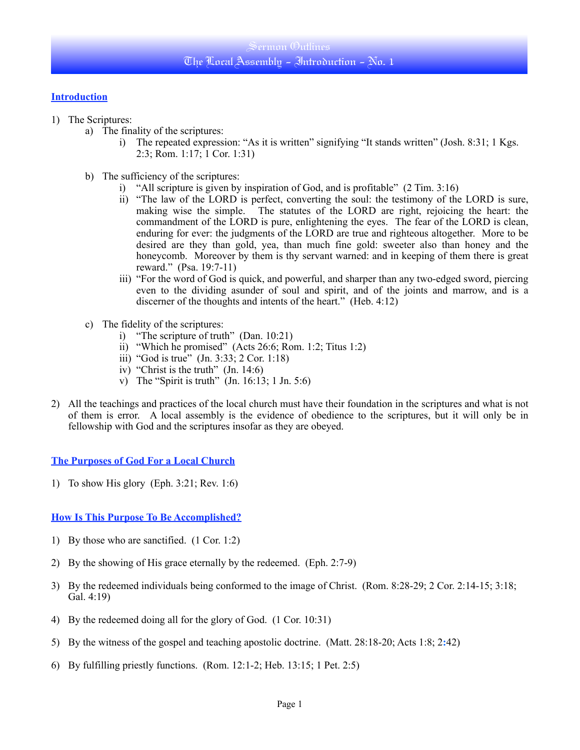# Sermon Outlines
## The Local Assembly – Introduction – No. 1

### Introduction

1) The Scriptures:
   a) The finality of the scriptures:
      i) The repeated expression: "As it is written" signifying "It stands written" (Josh. 8:31; 1 Kgs. 2:3; Rom. 1:17; 1 Cor. 1:31)

   b) The sufficiency of the scriptures:
      i) "All scripture is given by inspiration of God, and is profitable" (2 Tim. 3:16)
      ii) "The law of the LORD is perfect, converting the soul: the testimony of the LORD is sure, making wise the simple. The statutes of the LORD are right, rejoicing the heart: the commandment of the LORD is pure, enlightening the eyes. The fear of the LORD is clean, enduring for ever: the judgments of the LORD are true and righteous altogether. More to be desired are they than gold, yea, than much fine gold: sweeter also than honey and the honeycomb. Moreover by them is thy servant warned: and in keeping of them there is great reward." (Psa. 19:7-11)
      iii) "For the word of God is quick, and powerful, and sharper than any two-edged sword, piercing even to the dividing asunder of soul and spirit, and of the joints and marrow, and is a discerner of the thoughts and intents of the heart." (Heb. 4:12)

   c) The fidelity of the scriptures:
      i) "The scripture of truth" (Dan. 10:21)
      ii) "Which he promised" (Acts 26:6; Rom. 1:2; Titus 1:2)
      iii) "God is true" (Jn. 3:33; 2 Cor. 1:18)
      iv) "Christ is the truth" (Jn. 14:6)
      v) The "Spirit is truth" (Jn. 16:13; 1 Jn. 5:6)

2) All the teachings and practices of the local church must have their foundation in the scriptures and what is not of them is error. A local assembly is the evidence of obedience to the scriptures, but it will only be in fellowship with God and the scriptures insofar as they are obeyed.

### The Purposes of God For a Local Church

1) To show His glory (Eph. 3:21; Rev. 1:6)

### How Is This Purpose To Be Accomplished?

1) By those who are sanctified. (1 Cor. 1:2)

2) By the showing of His grace eternally by the redeemed. (Eph. 2:7-9)

3) By the redeemed individuals being conformed to the image of Christ. (Rom. 8:28-29; 2 Cor. 2:14-15; 3:18; Gal. 4:19)

4) By the redeemed doing all for the glory of God. (1 Cor. 10:31)

5) By the witness of the gospel and teaching apostolic doctrine. (Matt. 28:18-20; Acts 1:8; 2:42)

6) By fulfilling priestly functions. (Rom. 12:1-2; Heb. 13:15; 1 Pet. 2:5)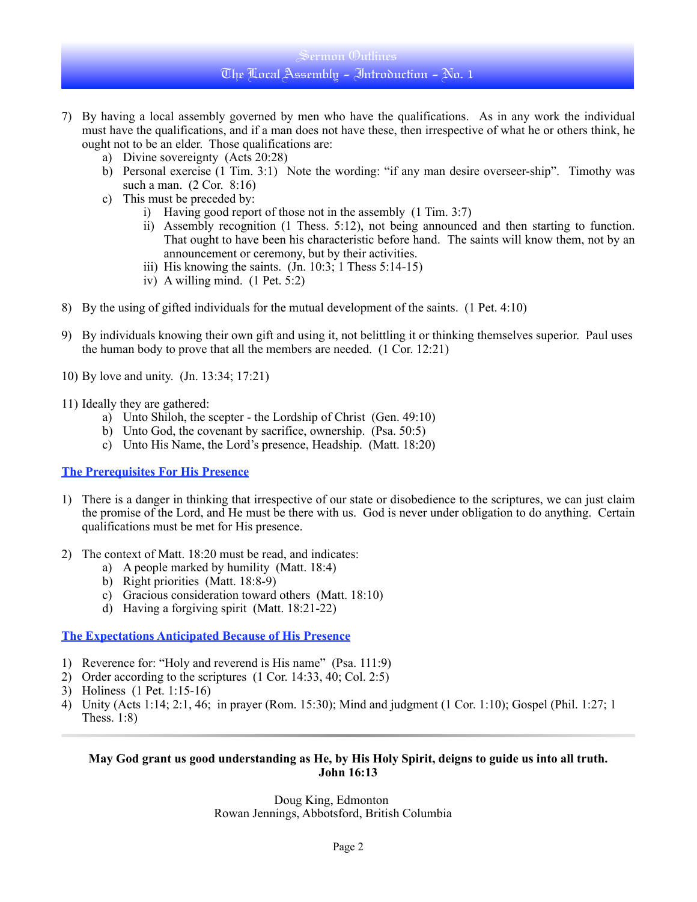7) By having a local assembly governed by men who have the qualifications. As in any work the individual must have the qualifications, and if a man does not have these, then irrespective of what he or others think, he ought not to be an elder. Those qualifications are:
   a) Divine sovereignty (Acts 20:28)
   b) Personal exercise (1 Tim. 3:1) Note the wording: "if any man desire overseer-ship". Timothy was such a man. (2 Cor. 8:16)
   c) This must be preceded by:
      i) Having good report of those not in the assembly (1 Tim. 3:7)
      ii) Assembly recognition (1 Thess. 5:12), not being announced and then starting to function. That ought to have been his characteristic before hand. The saints will know them, not by an announcement or ceremony, but by their activities.
      iii) His knowing the saints. (Jn. 10:3; 1 Thess 5:14-15)
      iv) A willing mind. (1 Pet. 5:2)

8) By the using of gifted individuals for the mutual development of the saints. (1 Pet. 4:10)

9) By individuals knowing their own gift and using it, not belittling it or thinking themselves superior. Paul uses the human body to prove that all the members are needed. (1 Cor. 12:21)

10) By love and unity. (Jn. 13:34; 17:21)

11) Ideally they are gathered:
   a) Unto Shiloh, the scepter - the Lordship of Christ (Gen. 49:10)
   b) Unto God, the covenant by sacrifice, ownership. (Psa. 50:5)
   c) Unto His Name, the Lord's presence, Headship. (Matt. 18:20)

## The Prerequisites For His Presence

1) There is a danger in thinking that irrespective of our state or disobedience to the scriptures, we can just claim the promise of the Lord, and He must be there with us. God is never under obligation to do anything. Certain qualifications must be met for His presence.

2) The context of Matt. 18:20 must be read, and indicates:
   a) A people marked by humility (Matt. 18:4)
   b) Right priorities (Matt. 18:8-9)
   c) Gracious consideration toward others (Matt. 18:10)
   d) Having a forgiving spirit (Matt. 18:21-22)

## The Expectations Anticipated Because of His Presence

1) Reverence for: "Holy and reverend is His name" (Psa. 111:9)
2) Order according to the scriptures (1 Cor. 14:33, 40; Col. 2:5)
3) Holiness (1 Pet. 1:15-16)
4) Unity (Acts 1:14; 2:1, 46; in prayer (Rom. 15:30); Mind and judgment (1 Cor. 1:10); Gospel (Phil. 1:27; 1 Thess. 1:8)

---

**May God grant us good understanding as He, by His Holy Spirit, deigns to guide us into all truth. John 16:13**

Doug King, Edmonton
Rowan Jennings, Abbotsford, British Columbia